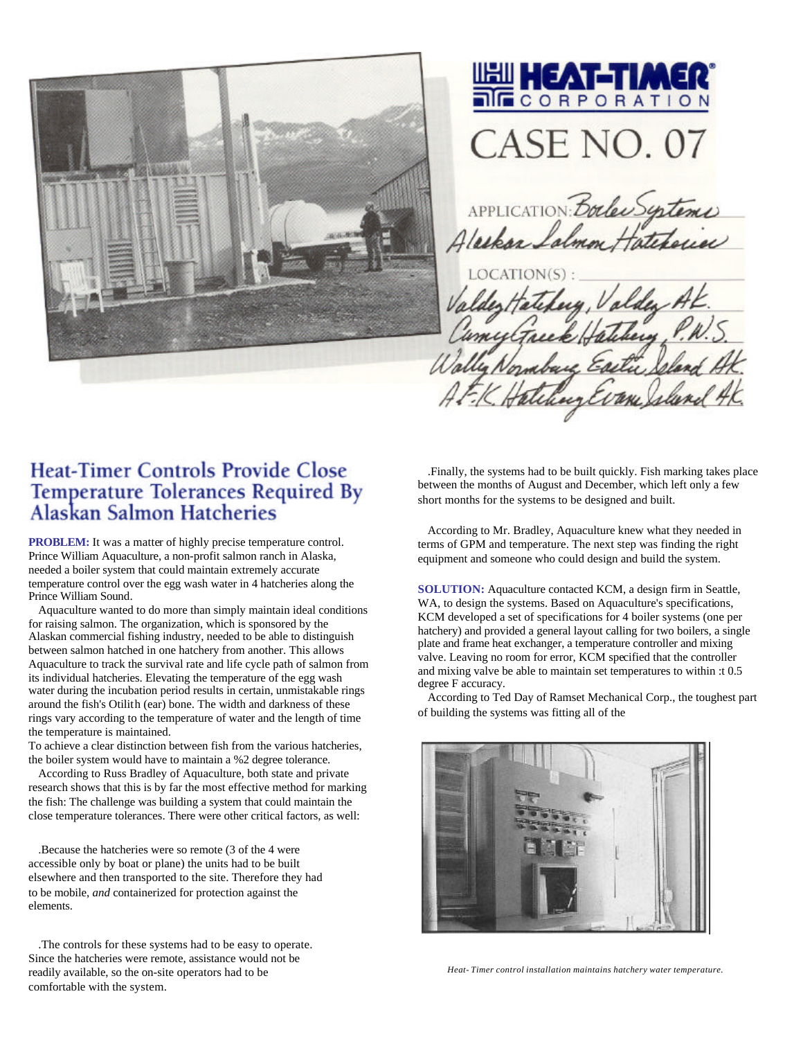HEAT-TIMER CORPORATION

# CASE NO. 07

APPLICATION: Boiler Systems Alaskan Salmon Hatcheries

LOCATION(S): Valdez Hatchery, Valdez AK. Cannery Creek Hatchery, P.W.S. Wally Noerenberg, Esther Island AK. AFK Hatchery Evans Island AK.

## Heat-Timer Controls Provide Close Temperature Tolerances Required By Alaskan Salmon Hatcheries

**PROBLEM:** It was a matter of highly precise temperature control. Prince William Aquaculture, a non-profit salmon ranch in Alaska, needed a boiler system that could maintain extremely accurate temperature control over the egg wash water in 4 hatcheries along the Prince William Sound.

Aquaculture wanted to do more than simply maintain ideal conditions for raising salmon. The organization, which is sponsored by the Alaskan commercial fishing industry, needed to be able to distinguish between salmon hatched in one hatchery from another. This allows Aquaculture to track the survival rate and life cycle path of salmon from its individual hatcheries. Elevating the temperature of the egg wash water during the incubation period results in certain, unmistakable rings around the fish's Otilith (ear) bone. The width and darkness of these rings vary according to the temperature of water and the length of time the temperature is maintained.

To achieve a clear distinction between fish from the various hatcheries, the boiler system would have to maintain a %2 degree tolerance.

According to Russ Bradley of Aquaculture, both state and private research shows that this is by far the most effective method for marking the fish: The challenge was building a system that could maintain the close temperature tolerances. There were other critical factors, as well:

.Because the hatcheries were so remote (3 of the 4 were accessible only by boat or plane) the units had to be built elsewhere and then transported to the site. Therefore they had to be mobile, *and* containerized for protection against the elements.

.The controls for these systems had to be easy to operate. Since the hatcheries were remote, assistance would not be readily available, so the on-site operators had to be comfortable with the system.

.Finally, the systems had to be built quickly. Fish marking takes place between the months of August and December, which left only a few short months for the systems to be designed and built.

According to Mr. Bradley, Aquaculture knew what they needed in terms of GPM and temperature. The next step was finding the right equipment and someone who could design and build the system.

**SOLUTION:** Aquaculture contacted KCM, a design firm in Seattle, WA, to design the systems. Based on Aquaculture's specifications, KCM developed a set of specifications for 4 boiler systems (one per hatchery) and provided a general layout calling for two boilers, a single plate and frame heat exchanger, a temperature controller and mixing valve. Leaving no room for error, KCM specified that the controller and mixing valve be able to maintain set temperatures to within :t 0.5 degree F accuracy.

According to Ted Day of Ramset Mechanical Corp., the toughest part of building the systems was fitting all of the

*Heat- Timer control installation maintains hatchery water temperature.*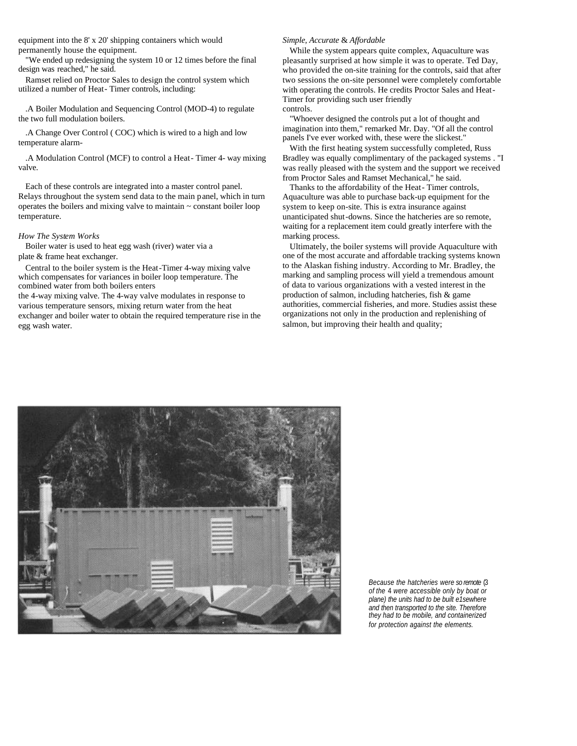equipment into the 8' x 20' shipping containers which would permanently house the equipment.

"We ended up redesigning the system 10 or 12 times before the final design was reached," he said.

Ramset relied on Proctor Sales to design the control system which utilized a number of Heat- Timer controls, including:

.A Boiler Modulation and Sequencing Control (MOD-4) to regulate the two full modulation boilers.

.A Change Over Control ( COC) which is wired to a high and low temperature alarm-

.A Modulation Control (MCF) to control a Heat- Timer 4- way mixing valve.

Each of these controls are integrated into a master control panel. Relays throughout the system send data to the main panel, which in turn operates the boilers and mixing valve to maintain ~ constant boiler loop temperature.

*How The System Works*

Boiler water is used to heat egg wash (river) water via a plate & frame heat exchanger.

Central to the boiler system is the Heat-Timer 4-way mixing valve which compensates for variances in boiler loop temperature. The combined water from both boilers enters the 4-way mixing valve. The 4-way valve modulates in response to various temperature sensors, mixing return water from the heat exchanger and boiler water to obtain the required temperature rise in the egg wash water.

*Simple, Accurate & Affordable*

While the system appears quite complex, Aquaculture was pleasantly surprised at how simple it was to operate. Ted Day, who provided the on-site training for the controls, said that after two sessions the on-site personnel were completely comfortable with operating the controls. He credits Proctor Sales and Heat-Timer for providing such user friendly controls.

"Whoever designed the controls put a lot of thought and imagination into them," remarked Mr. Day. "Of all the control panels I've ever worked with, these were the slickest."

With the first heating system successfully completed, Russ Bradley was equally complimentary of the packaged systems . "I was really pleased with the system and the support we received from Proctor Sales and Ramset Mechanical," he said.

Thanks to the affordability of the Heat- Timer controls, Aquaculture was able to purchase back-up equipment for the system to keep on-site. This is extra insurance against unanticipated shut-downs. Since the hatcheries are so remote, waiting for a replacement item could greatly interfere with the marking process.

Ultimately, the boiler systems will provide Aquaculture with one of the most accurate and affordable tracking systems known to the Alaskan fishing industry. According to Mr. Bradley, the marking and sampling process will yield a tremendous amount of data to various organizations with a vested interest in the production of salmon, including hatcheries, fish & game authorities, commercial fisheries, and more. Studies assist these organizations not only in the production and replenishing of salmon, but improving their health and quality;

*Because the hatcheries were so remote (3 of the 4 were accessible only by boat or plane) the units had to be built e1sewhere and then transported to the site. Therefore they had to be mobile, and containerized for protection against the elements.*